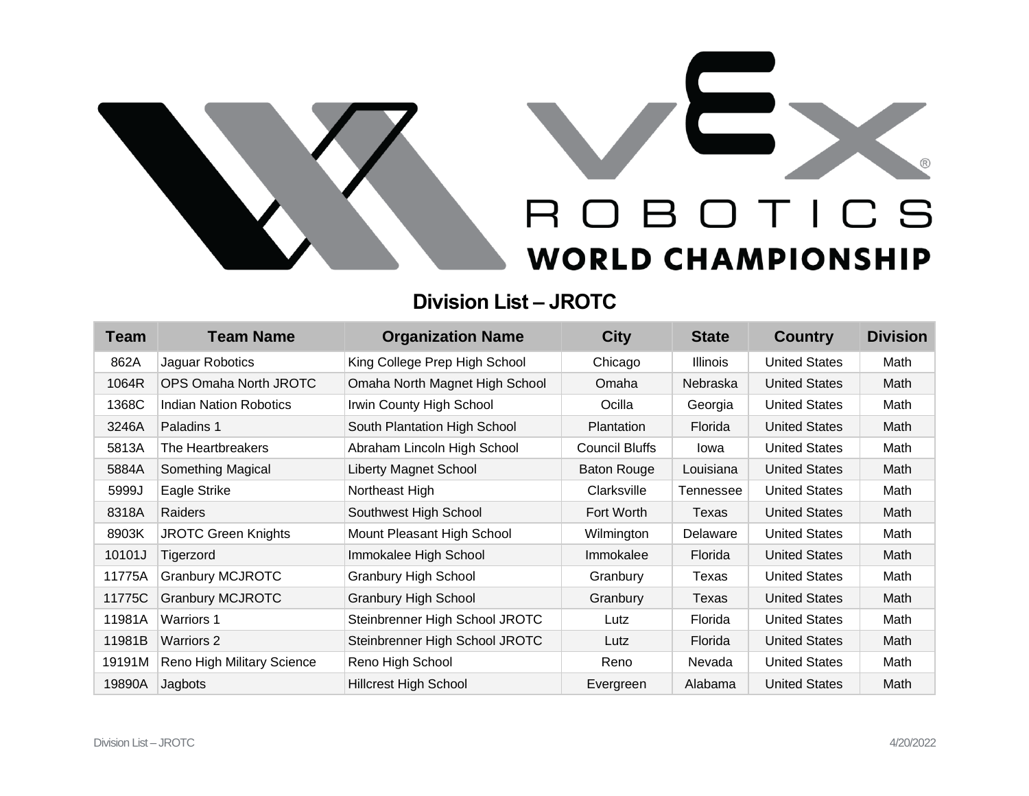# VEX ROBOTICS WORLD CHAMPIONSHIP

## Division List – JROTC

| Team | Team Name | Organization Name | City | State | Country | Division |
|---|---|---|---|---|---|---|
| 862A | Jaguar Robotics | King College Prep High School | Chicago | Illinois | United States | Math |
| 1064R | OPS Omaha North JROTC | Omaha North Magnet High School | Omaha | Nebraska | United States | Math |
| 1368C | Indian Nation Robotics | Irwin County High School | Ocilla | Georgia | United States | Math |
| 3246A | Paladins 1 | South Plantation High School | Plantation | Florida | United States | Math |
| 5813A | The Heartbreakers | Abraham Lincoln High School | Council Bluffs | Iowa | United States | Math |
| 5884A | Something Magical | Liberty Magnet School | Baton Rouge | Louisiana | United States | Math |
| 5999J | Eagle Strike | Northeast High | Clarksville | Tennessee | United States | Math |
| 8318A | Raiders | Southwest High School | Fort Worth | Texas | United States | Math |
| 8903K | JROTC Green Knights | Mount Pleasant High School | Wilmington | Delaware | United States | Math |
| 10101J | Tigerzord | Immokalee High School | Immokalee | Florida | United States | Math |
| 11775A | Granbury MCJROTC | Granbury High School | Granbury | Texas | United States | Math |
| 11775C | Granbury MCJROTC | Granbury High School | Granbury | Texas | United States | Math |
| 11981A | Warriors 1 | Steinbrenner High School JROTC | Lutz | Florida | United States | Math |
| 11981B | Warriors 2 | Steinbrenner High School JROTC | Lutz | Florida | United States | Math |
| 19191M | Reno High Military Science | Reno High School | Reno | Nevada | United States | Math |
| 19890A | Jagbots | Hillcrest High School | Evergreen | Alabama | United States | Math |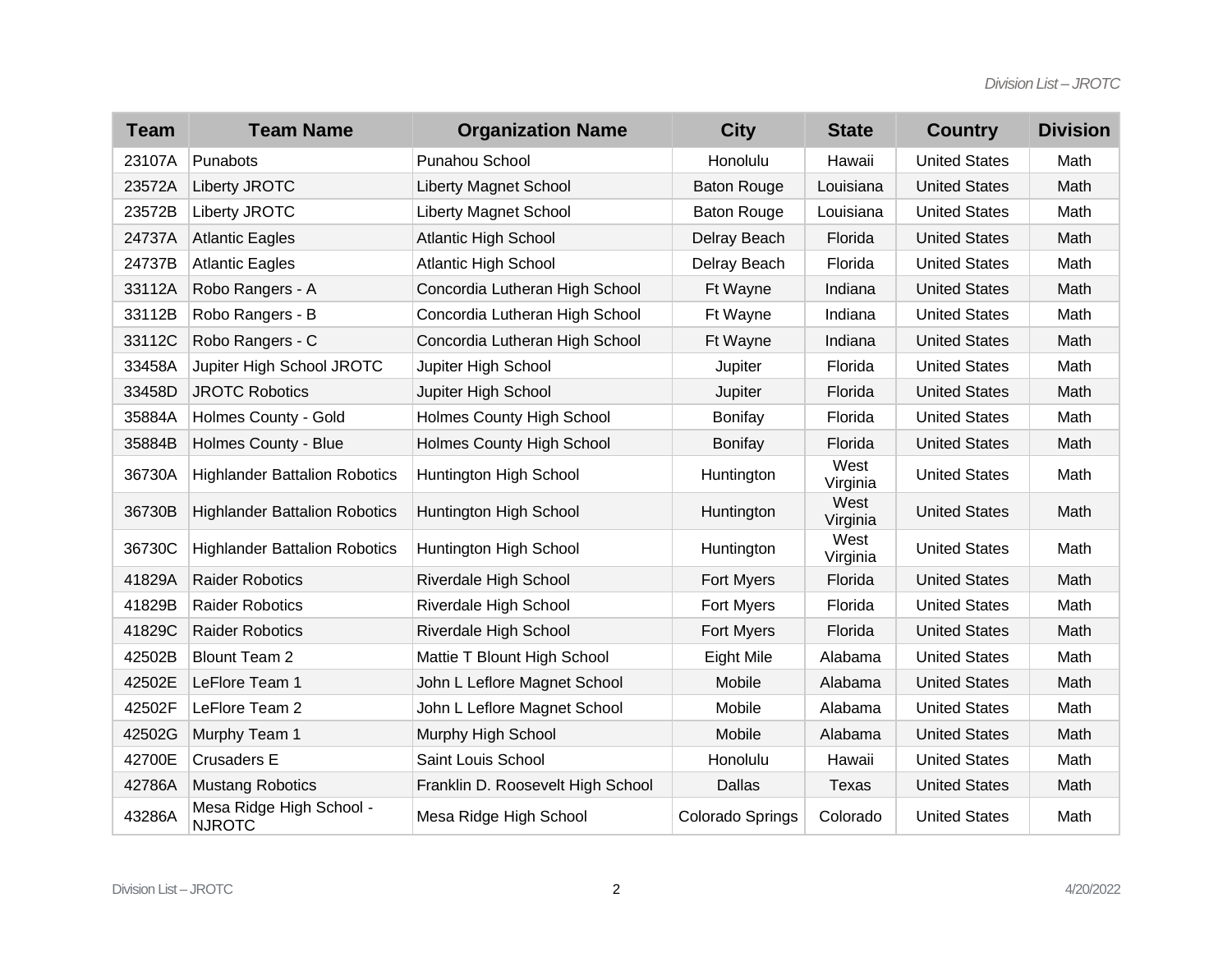| Team | Team Name | Organization Name | City | State | Country | Division |
|---|---|---|---|---|---|---|
| 23107A | Punabots | Punahou School | Honolulu | Hawaii | United States | Math |
| 23572A | Liberty JROTC | Liberty Magnet School | Baton Rouge | Louisiana | United States | Math |
| 23572B | Liberty JROTC | Liberty Magnet School | Baton Rouge | Louisiana | United States | Math |
| 24737A | Atlantic Eagles | Atlantic High School | Delray Beach | Florida | United States | Math |
| 24737B | Atlantic Eagles | Atlantic High School | Delray Beach | Florida | United States | Math |
| 33112A | Robo Rangers - A | Concordia Lutheran High School | Ft Wayne | Indiana | United States | Math |
| 33112B | Robo Rangers - B | Concordia Lutheran High School | Ft Wayne | Indiana | United States | Math |
| 33112C | Robo Rangers - C | Concordia Lutheran High School | Ft Wayne | Indiana | United States | Math |
| 33458A | Jupiter High School JROTC | Jupiter High School | Jupiter | Florida | United States | Math |
| 33458D | JROTC Robotics | Jupiter High School | Jupiter | Florida | United States | Math |
| 35884A | Holmes County - Gold | Holmes County High School | Bonifay | Florida | United States | Math |
| 35884B | Holmes County - Blue | Holmes County High School | Bonifay | Florida | United States | Math |
| 36730A | Highlander Battalion Robotics | Huntington High School | Huntington | West Virginia | United States | Math |
| 36730B | Highlander Battalion Robotics | Huntington High School | Huntington | West Virginia | United States | Math |
| 36730C | Highlander Battalion Robotics | Huntington High School | Huntington | West Virginia | United States | Math |
| 41829A | Raider Robotics | Riverdale High School | Fort Myers | Florida | United States | Math |
| 41829B | Raider Robotics | Riverdale High School | Fort Myers | Florida | United States | Math |
| 41829C | Raider Robotics | Riverdale High School | Fort Myers | Florida | United States | Math |
| 42502B | Blount Team 2 | Mattie T Blount High School | Eight Mile | Alabama | United States | Math |
| 42502E | LeFlore Team 1 | John L Leflore Magnet School | Mobile | Alabama | United States | Math |
| 42502F | LeFlore Team 2 | John L Leflore Magnet School | Mobile | Alabama | United States | Math |
| 42502G | Murphy Team 1 | Murphy High School | Mobile | Alabama | United States | Math |
| 42700E | Crusaders E | Saint Louis School | Honolulu | Hawaii | United States | Math |
| 42786A | Mustang Robotics | Franklin D. Roosevelt High School | Dallas | Texas | United States | Math |
| 43286A | Mesa Ridge High School - NJROTC | Mesa Ridge High School | Colorado Springs | Colorado | United States | Math |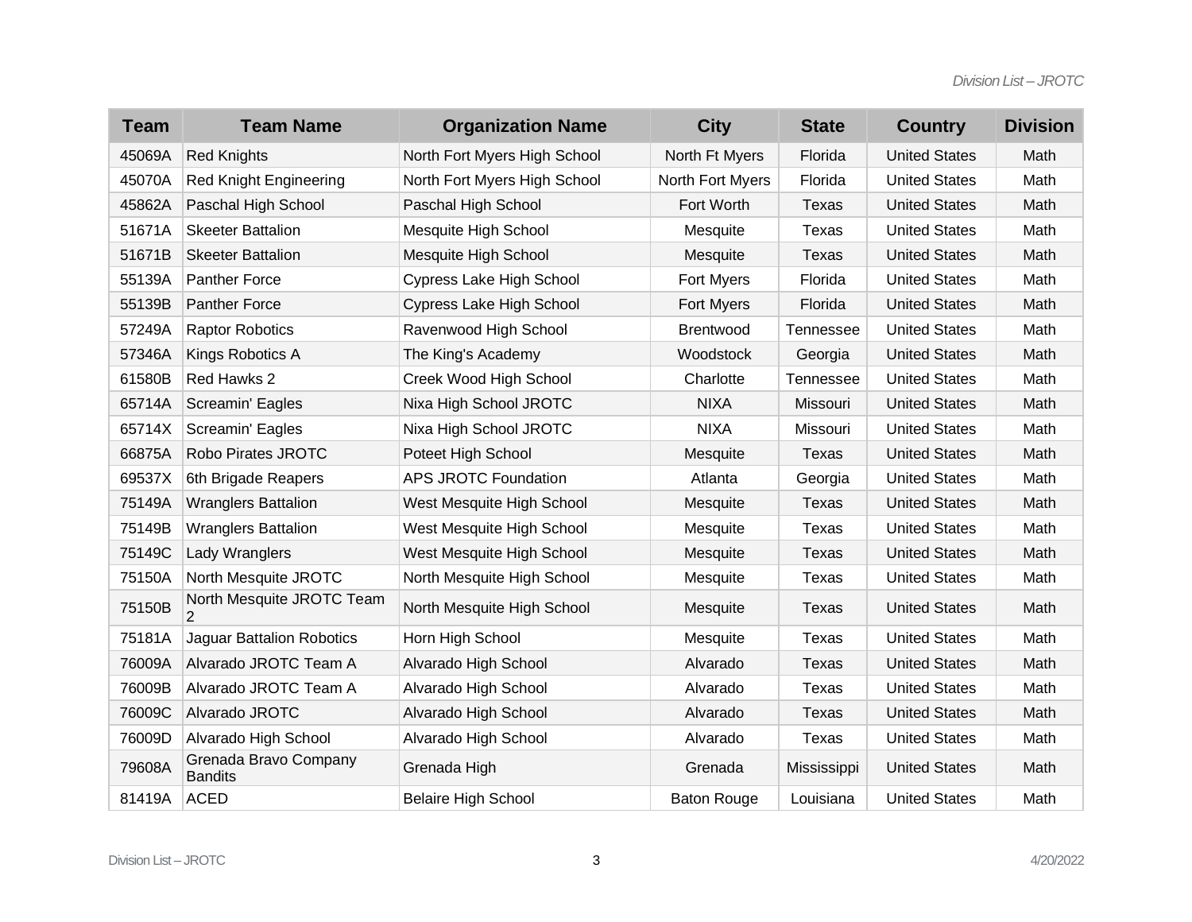| Team | Team Name | Organization Name | City | State | Country | Division |
|---|---|---|---|---|---|---|
| 45069A | Red Knights | North Fort Myers High School | North Ft Myers | Florida | United States | Math |
| 45070A | Red Knight Engineering | North Fort Myers High School | North Fort Myers | Florida | United States | Math |
| 45862A | Paschal High School | Paschal High School | Fort Worth | Texas | United States | Math |
| 51671A | Skeeter Battalion | Mesquite High School | Mesquite | Texas | United States | Math |
| 51671B | Skeeter Battalion | Mesquite High School | Mesquite | Texas | United States | Math |
| 55139A | Panther Force | Cypress Lake High School | Fort Myers | Florida | United States | Math |
| 55139B | Panther Force | Cypress Lake High School | Fort Myers | Florida | United States | Math |
| 57249A | Raptor Robotics | Ravenwood High School | Brentwood | Tennessee | United States | Math |
| 57346A | Kings Robotics A | The King's Academy | Woodstock | Georgia | United States | Math |
| 61580B | Red Hawks 2 | Creek Wood High School | Charlotte | Tennessee | United States | Math |
| 65714A | Screamin' Eagles | Nixa High School JROTC | NIXA | Missouri | United States | Math |
| 65714X | Screamin' Eagles | Nixa High School JROTC | NIXA | Missouri | United States | Math |
| 66875A | Robo Pirates JROTC | Poteet High School | Mesquite | Texas | United States | Math |
| 69537X | 6th Brigade Reapers | APS JROTC Foundation | Atlanta | Georgia | United States | Math |
| 75149A | Wranglers Battalion | West Mesquite High School | Mesquite | Texas | United States | Math |
| 75149B | Wranglers Battalion | West Mesquite High School | Mesquite | Texas | United States | Math |
| 75149C | Lady Wranglers | West Mesquite High School | Mesquite | Texas | United States | Math |
| 75150A | North Mesquite JROTC | North Mesquite High School | Mesquite | Texas | United States | Math |
| 75150B | North Mesquite JROTC Team 2 | North Mesquite High School | Mesquite | Texas | United States | Math |
| 75181A | Jaguar Battalion Robotics | Horn High School | Mesquite | Texas | United States | Math |
| 76009A | Alvarado JROTC Team A | Alvarado High School | Alvarado | Texas | United States | Math |
| 76009B | Alvarado JROTC Team A | Alvarado High School | Alvarado | Texas | United States | Math |
| 76009C | Alvarado JROTC | Alvarado High School | Alvarado | Texas | United States | Math |
| 76009D | Alvarado High School | Alvarado High School | Alvarado | Texas | United States | Math |
| 79608A | Grenada Bravo Company Bandits | Grenada High | Grenada | Mississippi | United States | Math |
| 81419A | ACED | Belaire High School | Baton Rouge | Louisiana | United States | Math |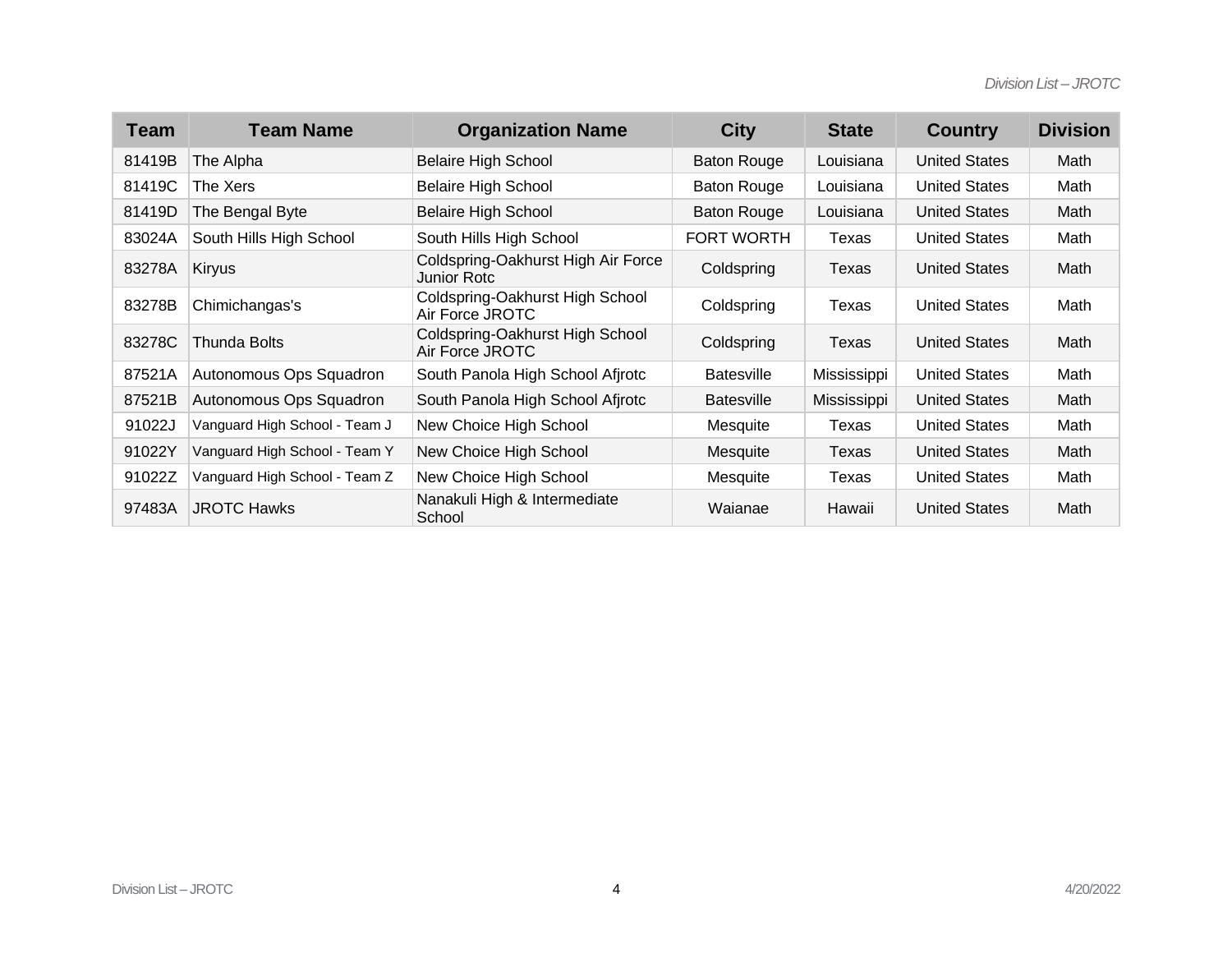| Team | Team Name | Organization Name | City | State | Country | Division |
|---|---|---|---|---|---|---|
| 81419B | The Alpha | Belaire High School | Baton Rouge | Louisiana | United States | Math |
| 81419C | The Xers | Belaire High School | Baton Rouge | Louisiana | United States | Math |
| 81419D | The Bengal Byte | Belaire High School | Baton Rouge | Louisiana | United States | Math |
| 83024A | South Hills High School | South Hills High School | FORT WORTH | Texas | United States | Math |
| 83278A | Kiryus | Coldspring-Oakhurst High Air Force Junior Rotc | Coldspring | Texas | United States | Math |
| 83278B | Chimichangas's | Coldspring-Oakhurst High School Air Force JROTC | Coldspring | Texas | United States | Math |
| 83278C | Thunda Bolts | Coldspring-Oakhurst High School Air Force JROTC | Coldspring | Texas | United States | Math |
| 87521A | Autonomous Ops Squadron | South Panola High School Afjrotc | Batesville | Mississippi | United States | Math |
| 87521B | Autonomous Ops Squadron | South Panola High School Afjrotc | Batesville | Mississippi | United States | Math |
| 91022J | Vanguard High School - Team J | New Choice High School | Mesquite | Texas | United States | Math |
| 91022Y | Vanguard High School - Team Y | New Choice High School | Mesquite | Texas | United States | Math |
| 91022Z | Vanguard High School - Team Z | New Choice High School | Mesquite | Texas | United States | Math |
| 97483A | JROTC Hawks | Nanakuli High & Intermediate School | Waianae | Hawaii | United States | Math |